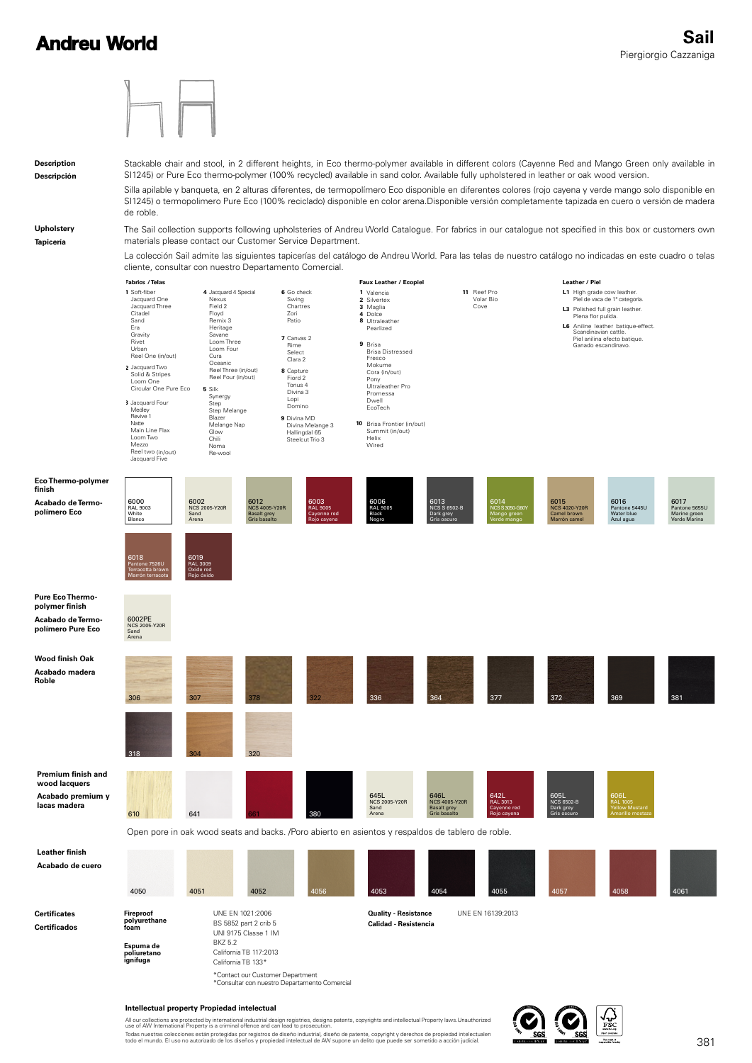# Andreu World

## Sail

Piergiorgio Cazzaniga

**Description**
**Descripción**

Stackable chair and stool, in 2 different heights, in Eco thermo-polymer available in different colors (Cayenne Red and Mango Green only available in SI1245) or Pure Eco thermo-polymer (100% recycled) available in sand color. Available fully upholstered in leather or oak wood version.

Silla apilable y banqueta, en 2 alturas diferentes, de termopolímero Eco disponible en diferentes colores (rojo cayena y verde mango solo disponible en SI1245) o termopolimero Pure Eco (100% reciclado) disponible en color arena.Disponible versión completamente tapizada en cuero o versión de madera de roble.

**Upholstery**
**Tapicería**

The Sail collection supports following upholsteries of Andreu World Catalogue. For fabrics in our catalogue not specified in this box or customers own materials please contact our Customer Service Department.

La colección Sail admite las siguientes tapicerías del catálogo de Andreu World. Para las telas de nuestro catálogo no indicadas en este cuadro o telas cliente, consultar con nuestro Departamento Comercial.

**Fabrics / Telas**

**1** Soft-fiber, Jacquard One, Jacquard Three, Citadel, Sand, Era, Gravity, Rivet, Urban, Reel One (in/out)

**2** Jacquard Two, Solid & Stripes, Loom One, Circular One Pure Eco

**3** Jacquard Four, Medley, Revive 1, Natte, Main Line Flax, Loom Two, Mezzo, Reel two (in/out), Jacquard Five

**4** Jacquard 4 Special, Nexus, Field 2, Floyd, Remix 3, Heritage, Savane, Loom Three, Loom Four, Cura, Oceanic, Reel Three (in/out), Reel Four (in/out)

**5** Silk, Synergy, Step, Step Melange, Blazer, Melange Nap, Glow, Chili, Noma, Re-wool

**6** Go check, Swing, Chartres, Zori, Patio

**7** Canvas 2, Rime, Select, Clara 2

**8** Capture, Fiord 2, Tonus 4, Divina 3, Lopi, Domino

**9** Divina MD, Divina Melange 3, Hallingdal 65, Steelcut Trio 3

**Faux Leather / Ecopiel**

**1** Valencia
**2** Silvertex
**3** Maglia
**4** Dolce
**8** Ultraleather, Pearlized

**9** Brisa, Brisa Distressed, Fresco, Mokume, Cora (in/out), Pony, Ultraleather Pro, Promessa, Dwell, EcoTech

**10** Brisa Frontier (in/out), Summit (in/out), Helix, Wired

**11** Reef Pro, Volar Bio, Cove

**Leather / Piel**

**L1** High grade cow leather. Piel de vaca de 1ª categoría.

**L3** Polished full grain leather. Plena flor pulida.

**L6** Aniline leather batique-effect. Scandinavian cattle. Piel anilina efecto batique. Ganado escandinavo.

**Eco Thermo-polymer finish**
**Acabado de Termo-polímero Eco**

- 6000 RAL 9003 White / Blanco
- 6002 NCS 2005-Y20R Sand / Arena
- 6012 NCS 4005-Y20R Basalt grey / Gris basalto
- 6003 RAL 9005 Cayenne red / Rojo cayena
- 6006 RAL 9005 Black / Negro
- 6013 NCS S 6502-B Dark grey / Gris oscuro
- 6014 NCS S 3050-G60Y Mango green / Verde mango
- 6015 NCS 4020-Y20R Camel brown / Marrón camel
- 6016 Pantone 5445U Water blue / Azul agua
- 6017 Pantone 5655U Marine green / Verde Marina
- 6018 Pantone 7526U Terracotta brown / Marrón terracota
- 6019 RAL 3009 Oxide red / Rojo óxido

**Pure Eco Thermo-polymer finish**
**Acabado de Termo-polímero Pure Eco**

- 6002PE NCS 2005-Y20R Sand / Arena

**Wood finish Oak**
**Acabado madera Roble**

306, 307, 378, 322, 336, 364, 377, 372, 369, 381, 318, 304, 320

**Premium finish and wood lacquers**
**Acabado premium y lacas madera**

- 610
- 641
- 661
- 380
- 645L NCS 2005-Y20R Sand / Arena
- 646L NCS 4005-Y20R Basalt grey / Gris basalto
- 642L RAL 3013 Cayenne red / Roja cayena
- 605L NCS 6502-B Dark grey / Gris oscuro
- 606L RAL 1005 Yellow Mustard / Amarillo mostaza

Open pore in oak wood seats and backs. /Poro abierto en asientos y respaldos de tablero de roble.

**Leather finish**
**Acabado de cuero**

4050, 4051, 4052, 4056, 4053, 4054, 4055, 4057, 4058, 4061

**Certificates**
**Certificados**

**Fireproof polyurethane foam**
**Espuma de poliuretano ignífuga**

UNE EN 1021:2006
BS 5852 part 2 crib 5
UNI 9175 Classe 1 IM
BKZ 5.2
California TB 117:2013
California TB 133*

*Contact our Customer Department
*Consultar con nuestro Departamento Comercial

**Quality - Resistance**
**Calidad - Resistencia**

UNE EN 16139:2013

**Intellectual property Propiedad intelectual**

All our collections are protected by international industrial design registries, designs patents, copyrights and intellectual Property laws.Unauthorized use of AW International Property is a criminal offence and can lead to prosecution.

Todas nuestras colecciones están protegidas por registros de diseño industrial, diseño de patente, copyright y derechos de propiedad intelectualen todo el mundo. El uso no autorizado de los diseños y propiedad intelectual de AW supone un delito que puede ser sometido a acción judicial.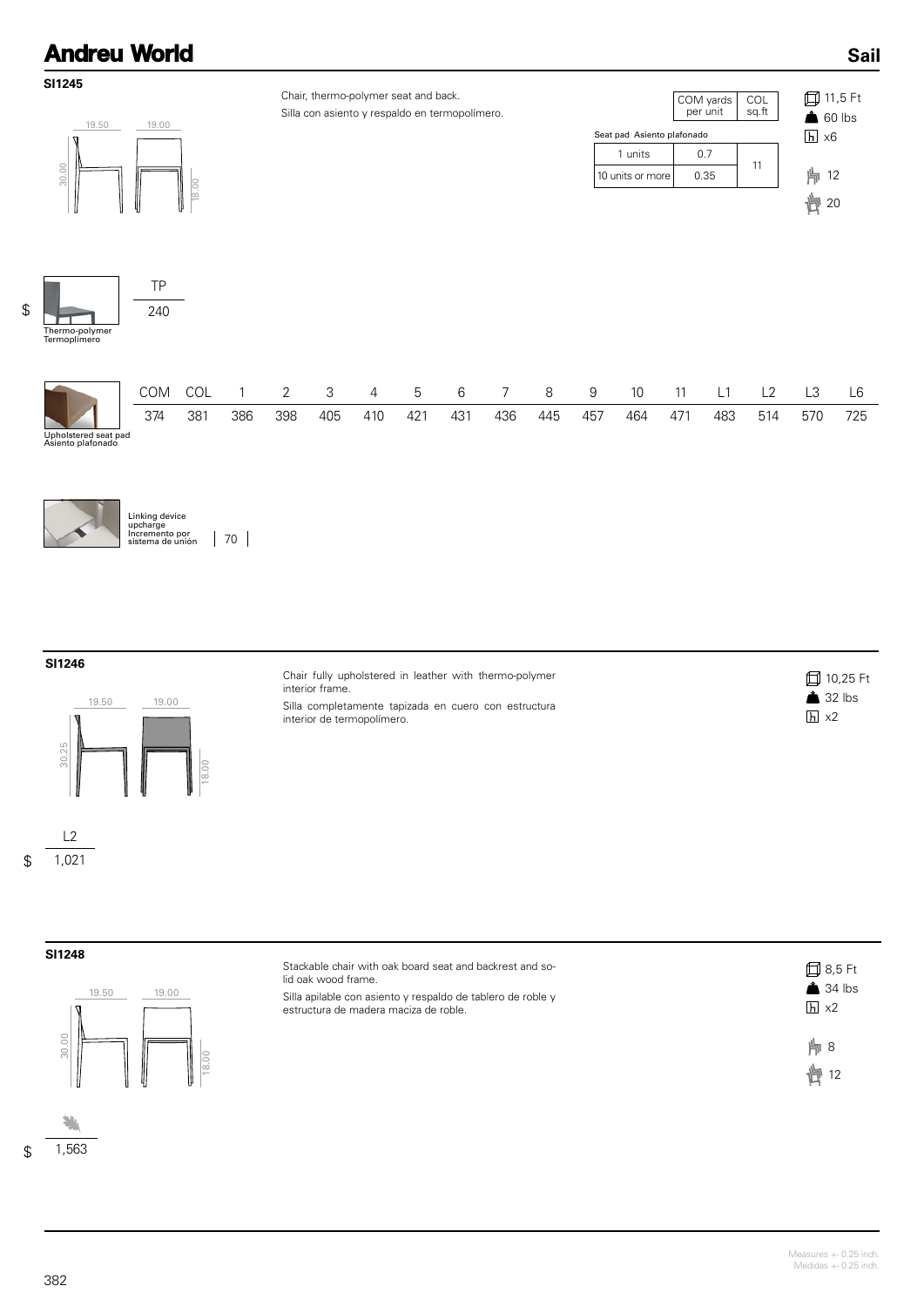## SI1245

19.50 19.00

30.00 18.00

Chair, thermo-polymer seat and back.
Silla con asiento y respaldo en termopolímero.

| Seat pad Asiento plafonado | COM yards per unit | COL sq.ft |
|---|---|---|
| 1 units | 0.7 | 11 |
| 10 units or more | 0.35 | |

11,5 Ft
60 lbs
x6
12
20

Thermo-polymer
Termoplímero

| | TP |
|---|---|
| $ | 240 |

Upholstered seat pad
Asiento plafonado

| COM | COL | 1 | 2 | 3 | 4 | 5 | 6 | 7 | 8 | 9 | 10 | 11 | L1 | L2 | L3 | L6 |
|---|---|---|---|---|---|---|---|---|---|---|---|---|---|---|---|---|
| 374 | 381 | 386 | 398 | 405 | 410 | 421 | 431 | 436 | 445 | 457 | 464 | 471 | 483 | 514 | 570 | 725 |

Linking device upcharge
Incremento por sistema de unión | 70 |

## SI1246

19.50 19.00

30.25 18.00

Chair fully upholstered in leather with thermo-polymer interior frame.
Silla completamente tapizada en cuero con estructura interior de termopolímero.

10,25 Ft
32 lbs
x2

| | L2 |
|---|---|
| $ | 1,021 |

## SI1248

19.50 19.00

30.00 18.00

Stackable chair with oak board seat and backrest and solid oak wood frame.
Silla apilable con asiento y respaldo de tablero de roble y estructura de madera maciza de roble.

8,5 Ft
34 lbs
x2
8
12

$ 1,563

Measures +- 0.25 inch.
Medidas +- 0.25 inch.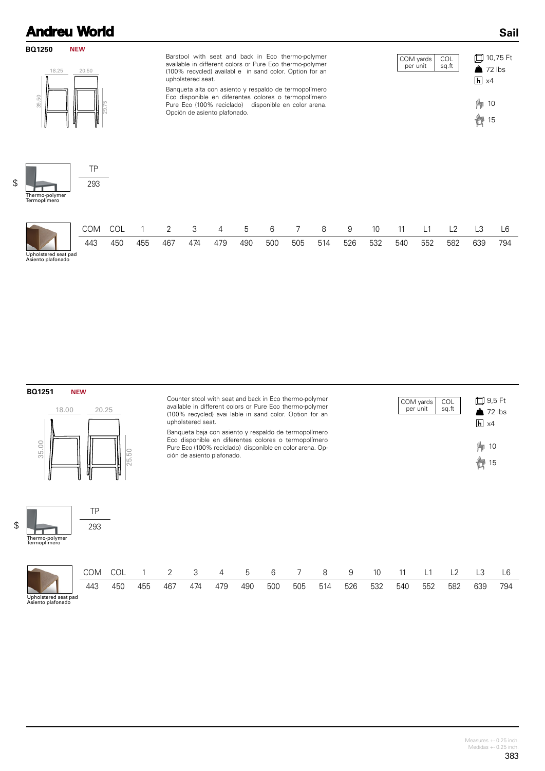## Sail

### BQ1250 NEW

18.25 | 20.50 | 39.50 | 29.75

Barstool with seat and back in Eco thermo-polymer available in different colors or Pure Eco thermo-polymer (100% recycled) availabl e in sand color. Option for an upholstered seat.

Banqueta alta con asiento y respaldo de termopolímero Eco disponible en diferentes colores o termopolímero Pure Eco (100% reciclado) disponible en color arena. Opción de asiento plafonado.

| COM yards per unit | COL sq.ft |
|---|---|

10,75 Ft
72 lbs
x4
10
15

$

Thermo-polymer
Termoplímero

| TP |
|---|
| 293 |

Upholstered seat pad
Asiento plafonado

| COM | COL | 1 | 2 | 3 | 4 | 5 | 6 | 7 | 8 | 9 | 10 | 11 | L1 | L2 | L3 | L6 |
|---|---|---|---|---|---|---|---|---|---|---|---|---|---|---|---|---|
| 443 | 450 | 455 | 467 | 474 | 479 | 490 | 500 | 505 | 514 | 526 | 532 | 540 | 552 | 582 | 639 | 794 |

### BQ1251 NEW

18.00 | 20.25 | 35.00 | 25.50

Counter stool with seat and back in Eco thermo-polymer available in different colors or Pure Eco thermo-polymer (100% recycled) avai lable in sand color. Option for an upholstered seat.

Banqueta baja con asiento y respaldo de termopolímero Eco disponible en diferentes colores o termopolímero Pure Eco (100% reciclado) disponible en color arena. Opción de asiento plafonado.

| COM yards per unit | COL sq.ft |
|---|---|

9,5 Ft
72 lbs
x4
10
15

$

Thermo-polymer
Termoplímero

| TP |
|---|
| 293 |

Upholstered seat pad
Asiento plafonado

| COM | COL | 1 | 2 | 3 | 4 | 5 | 6 | 7 | 8 | 9 | 10 | 11 | L1 | L2 | L3 | L6 |
|---|---|---|---|---|---|---|---|---|---|---|---|---|---|---|---|---|
| 443 | 450 | 455 | 467 | 474 | 479 | 490 | 500 | 505 | 514 | 526 | 532 | 540 | 552 | 582 | 639 | 794 |

Measures +- 0.25 inch.
Medidas +- 0.25 inch.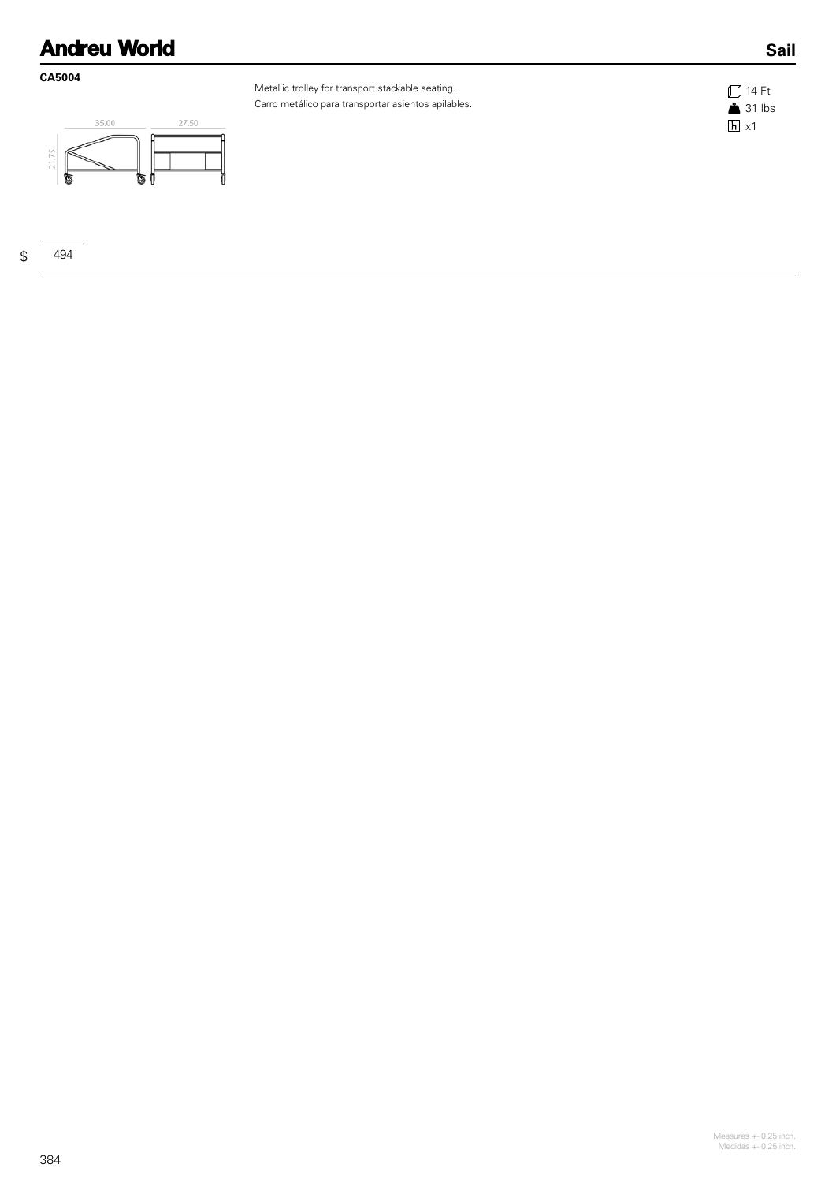**CA5004**

Metallic trolley for transport stackable seating.
Carro metálico para transportar asientos apilables.

14 Ft
31 lbs
x1

35.00 27.50
21.75

$ 494

Measures +- 0.25 inch.
Medidas +- 0.25 inch.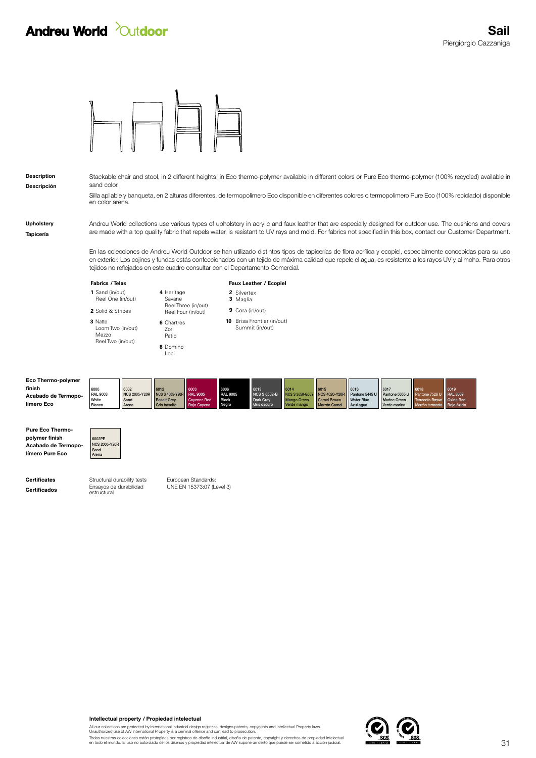# Sail

Piergiorgio Cazzaniga

**Description**
**Descripción**

Stackable chair and stool, in 2 different heights, in Eco thermo-polymer available in different colors or Pure Eco thermo-polymer (100% recycled) available in sand color.

Silla apilable y banqueta, en 2 alturas diferentes, de termopolímero Eco disponible en diferentes colores o termopolimero Pure Eco (100% reciclado) disponible en color arena.

**Upholstery**
**Tapicería**

Andreu World collections use various types of upholstery in acrylic and faux leather that are especially designed for outdoor use. The cushions and covers are made with a top quality fabric that repels water, is resistant to UV rays and mold. For fabrics not specified in this box, contact our Customer Department.

En las colecciones de Andreu World Outdoor se han utilizado distintos tipos de tapicerías de fibra acrílica y ecopiel, especialmente concebidas para su uso en exterior. Los cojines y fundas estás confeccionados con un tejido de máxima calidad que repele el agua, es resistente a los rayos UV y al moho. Para otros tejidos no reflejados en este cuadro consultar con el Departamento Comercial.

**Fabrics / Telas**

**1** Sand (in/out)
Reel One (in/out)

**2** Solid & Stripes

**3** Natte
Loom Two (in/out)
Mezzo
Reel Two (in/out)

**4** Heritage
Savane
Reel Three (in/out)
Reel Four (in/out)

**6** Chartres
Zori
Patio

**8** Domino
Lopi

**Faux Leather / Ecopiel**

**2** Silvertex
**3** Maglia

**9** Cora (in/out)

**10** Brisa Frontier (in/out)
Summit (in/out)

**Eco Thermo-polymer finish**
**Acabado de Termopolímero Eco**

| 6000 RAL 9003 White Blanco | 6002 NCS 2005-Y20R Sand Arena | 6012 NCS S 4005-Y20R Basalt Grey Gris basalto | 6003 RAL 9005 Cayenne Red Rojo Cayena | 6006 RAL 9005 Black Negro | 6013 NCS S 6502-B Dark Grey Gris oscuro | 6014 NCS S 3050-G60Y Mango Green Verde mango | 6015 NCS 4020-Y20R Camel Brown Marrón Camel | 6016 Pantone 5445 U Water Blue Azul agua | 6017 Pantone 5655 U Marine Green Verde marina | 6018 Pantone 7526 U Terracota Brown Marrón terracota | 6019 RAL 3009 Oxide Red Rojo óxido |
|---|---|---|---|---|---|---|---|---|---|---|---|

**Pure Eco Thermo-polymer finish**
**Acabado de Termopolímero Pure Eco**

6002PE
NCS 2005-Y20R
Sand
Arena

**Certificates**
**Certificados**

Structural durability tests
Ensayos de durabilidad estructural

European Standards:
UNE EN 15373:07 (Level 3)

**Intellectual property / Propiedad intelectual**

All our collections are protected by international industrial design registries, designs patents, copyrights and Intellectual Property laws.
Unauthorized use of AW International Property is a criminal offence and can lead to prosecution.

Todas nuestras colecciones están protegidas por registros de diseño industrial, diseño de patente, copyright y derechos de propiedad intelectual en todo el mundo. El uso no autorizado de los diseños y propiedad intelectual de AW supone un delito que puede ser sometido a acción judicial.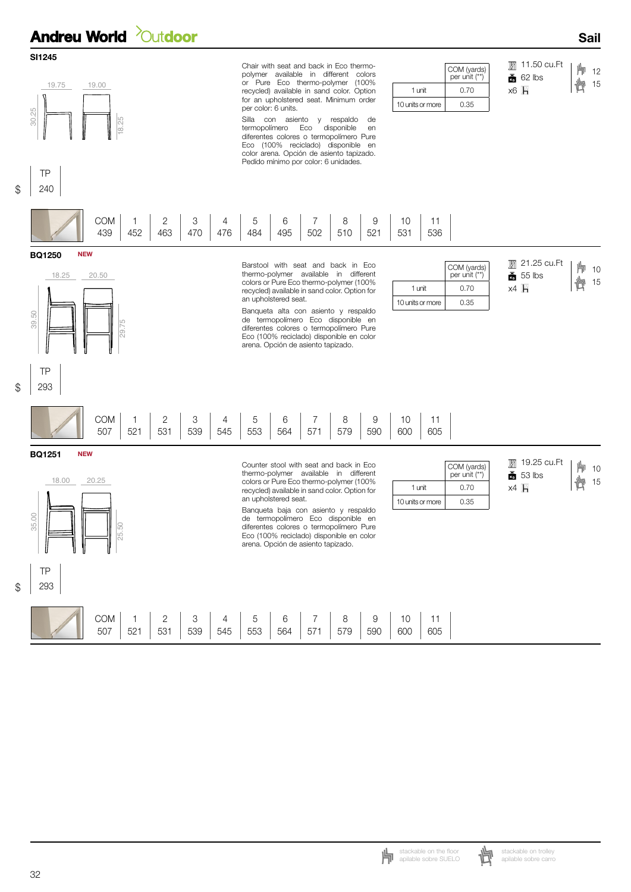## Sail

### SI1245

19.75 | 19.00

30.25 | 18.25

Chair with seat and back in Eco thermo-polymer available in different colors or Pure Eco thermo-polymer (100% recycled) available in sand color. Option for an upholstered seat. Minimum order per color: 6 units.

Silla con asiento y respaldo de termopolímero Eco disponible en diferentes colores o termopolímero Pure Eco (100% reciclado) disponible en color arena. Opción de asiento tapizado. Pedido mínimo por color: 6 unidades.

| | COM (yards) per unit (**) |
|---|---|
| 1 unit | 0.70 |
| 10 units or more | 0.35 |

11.50 cu.Ft
62 lbs
x6

12
15

| | TP |
|---|---|
| $ | 240 |

| COM | 1 | 2 | 3 | 4 | 5 | 6 | 7 | 8 | 9 | 10 | 11 |
|---|---|---|---|---|---|---|---|---|---|---|---|
| 439 | 452 | 463 | 470 | 476 | 484 | 495 | 502 | 510 | 521 | 531 | 536 |

### BQ1250 NEW

18.25 | 20.50

39.50 | 29.75

Barstool with seat and back in Eco thermo-polymer available in different colors or Pure Eco thermo-polymer (100% recycled) available in sand color. Option for an upholstered seat.

Banqueta alta con asiento y respaldo de termopolímero Eco disponible en diferentes colores o termopolímero Pure Eco (100% reciclado) disponible en color arena. Opción de asiento tapizado.

| | COM (yards) per unit (**) |
|---|---|
| 1 unit | 0.70 |
| 10 units or more | 0.35 |

21.25 cu.Ft
55 lbs
x4

10
15

| | TP |
|---|---|
| $ | 293 |

| COM | 1 | 2 | 3 | 4 | 5 | 6 | 7 | 8 | 9 | 10 | 11 |
|---|---|---|---|---|---|---|---|---|---|---|---|
| 507 | 521 | 531 | 539 | 545 | 553 | 564 | 571 | 579 | 590 | 600 | 605 |

### BQ1251 NEW

18.00 | 20.25

35.00 | 25.50

Counter stool with seat and back in Eco thermo-polymer available in different colors or Pure Eco thermo-polymer (100% recycled) available in sand color. Option for an upholstered seat.

Banqueta baja con asiento y respaldo de termopolímero Eco disponible en diferentes colores o termopolímero Pure Eco (100% reciclado) disponible en color arena. Opción de asiento tapizado.

| | COM (yards) per unit (**) |
|---|---|
| 1 unit | 0.70 |
| 10 units or more | 0.35 |

19.25 cu.Ft
53 lbs
x4

10
15

| | TP |
|---|---|
| $ | 293 |

| COM | 1 | 2 | 3 | 4 | 5 | 6 | 7 | 8 | 9 | 10 | 11 |
|---|---|---|---|---|---|---|---|---|---|---|---|
| 507 | 521 | 531 | 539 | 545 | 553 | 564 | 571 | 579 | 590 | 600 | 605 |

stackable on the floor / apilable sobre SUELO

stackable on trolley / apilable sobre carro